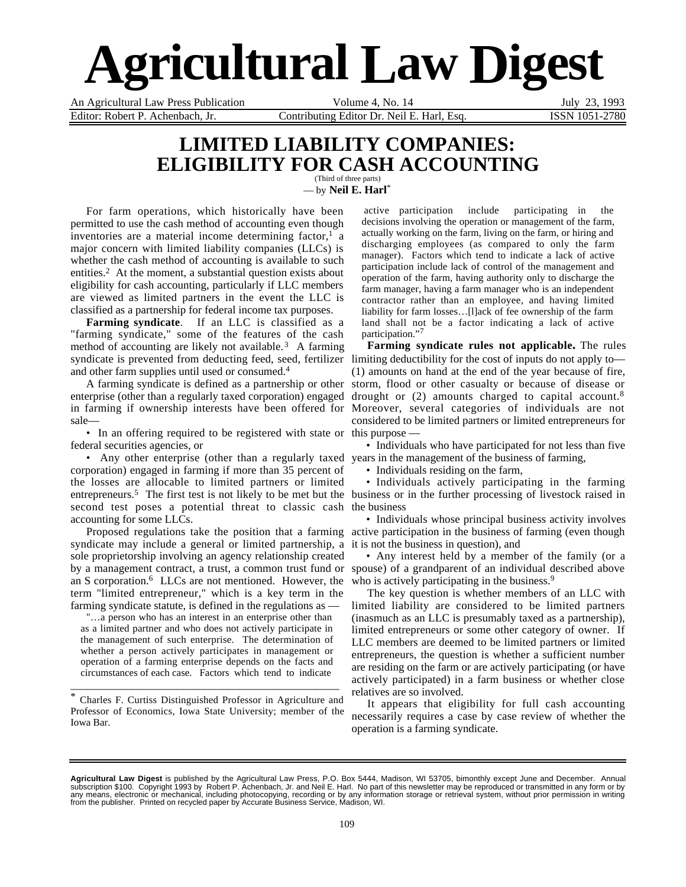# Agricultural Law Digest

An Agricultural Law Press Publication | Volume 4, No. 14 | July 23, 1993

Editor: Robert P. Achenbach, Jr. | Contributing Editor Dr. Neil E. Harl, Esq. | ISSN 1051-2780

## LIMITED LIABILITY COMPANIES: ELIGIBILITY FOR CASH ACCOUNTING

(Third of three parts)

— by **Neil E. Harl***

For farm operations, which historically have been permitted to use the cash method of accounting even though inventories are a material income determining factor,[1] a major concern with limited liability companies (LLCs) is whether the cash method of accounting is available to such entities.[2] At the moment, a substantial question exists about eligibility for cash accounting, particularly if LLC members are viewed as limited partners in the event the LLC is classified as a partnership for federal income tax purposes.

**Farming syndicate**. If an LLC is classified as a "farming syndicate," some of the features of the cash method of accounting are likely not available.[3] A farming syndicate is prevented from deducting feed, seed, fertilizer and other farm supplies until used or consumed.[4]

A farming syndicate is defined as a partnership or other enterprise (other than a regularly taxed corporation) engaged in farming if ownership interests have been offered for sale—

- In an offering required to be registered with state or federal securities agencies, or
- Any other enterprise (other than a regularly taxed corporation) engaged in farming if more than 35 percent of the losses are allocable to limited partners or limited entrepreneurs.[5] The first test is not likely to be met but the second test poses a potential threat to classic cash accounting for some LLCs.

Proposed regulations take the position that a farming syndicate may include a general or limited partnership, a sole proprietorship involving an agency relationship created by a management contract, a trust, a common trust fund or an S corporation.[6] LLCs are not mentioned. However, the term "limited entrepreneur," which is a key term in the farming syndicate statute, is defined in the regulations as —

> "…a person who has an interest in an enterprise other than as a limited partner and who does not actively participate in the management of such enterprise. The determination of whether a person actively participates in management or operation of a farming enterprise depends on the facts and circumstances of each case. Factors which tend to indicate active participation include participating in the decisions involving the operation or management of the farm, actually working on the farm, living on the farm, or hiring and discharging employees (as compared to only the farm manager). Factors which tend to indicate a lack of active participation include lack of control of the management and operation of the farm, having authority only to discharge the farm manager, having a farm manager who is an independent contractor rather than an employee, and having limited liability for farm losses…[l]ack of fee ownership of the farm land shall not be a factor indicating a lack of active participation."[7]

**Farming syndicate rules not applicable.** The rules limiting deductibility for the cost of inputs do not apply to—(1) amounts on hand at the end of the year because of fire, storm, flood or other casualty or because of disease or drought or (2) amounts charged to capital account.[8] Moreover, several categories of individuals are not considered to be limited partners or limited entrepreneurs for this purpose —

- Individuals who have participated for not less than five years in the management of the business of farming,
- Individuals residing on the farm,
- Individuals actively participating in the farming business or in the further processing of livestock raised in the business
- Individuals whose principal business activity involves active participation in the business of farming (even though it is not the business in question), and
- Any interest held by a member of the family (or a spouse) of a grandparent of an individual described above who is actively participating in the business.[9]

The key question is whether members of an LLC with limited liability are considered to be limited partners (inasmuch as an LLC is presumably taxed as a partnership), limited entrepreneurs or some other category of owner. If LLC members are deemed to be limited partners or limited entrepreneurs, the question is whether a sufficient number are residing on the farm or are actively participating (or have actively participated) in a farm business or whether close relatives are so involved.

It appears that eligibility for full cash accounting necessarily requires a case by case review of whether the operation is a farming syndicate.

---

\* Charles F. Curtiss Distinguished Professor in Agriculture and Professor of Economics, Iowa State University; member of the Iowa Bar.

---

**Agricultural Law Digest** is published by the Agricultural Law Press, P.O. Box 5444, Madison, WI 53705, bimonthly except June and December. Annual subscription $100. Copyright 1993 by Robert P. Achenbach, Jr. and Neil E. Harl. No part of this newsletter may be reproduced or transmitted in any form or by any means, electronic or mechanical, including photocopying, recording or by any information storage or retrieval system, without prior permission in writing from the publisher. Printed on recycled paper by Accurate Business Service, Madison, WI.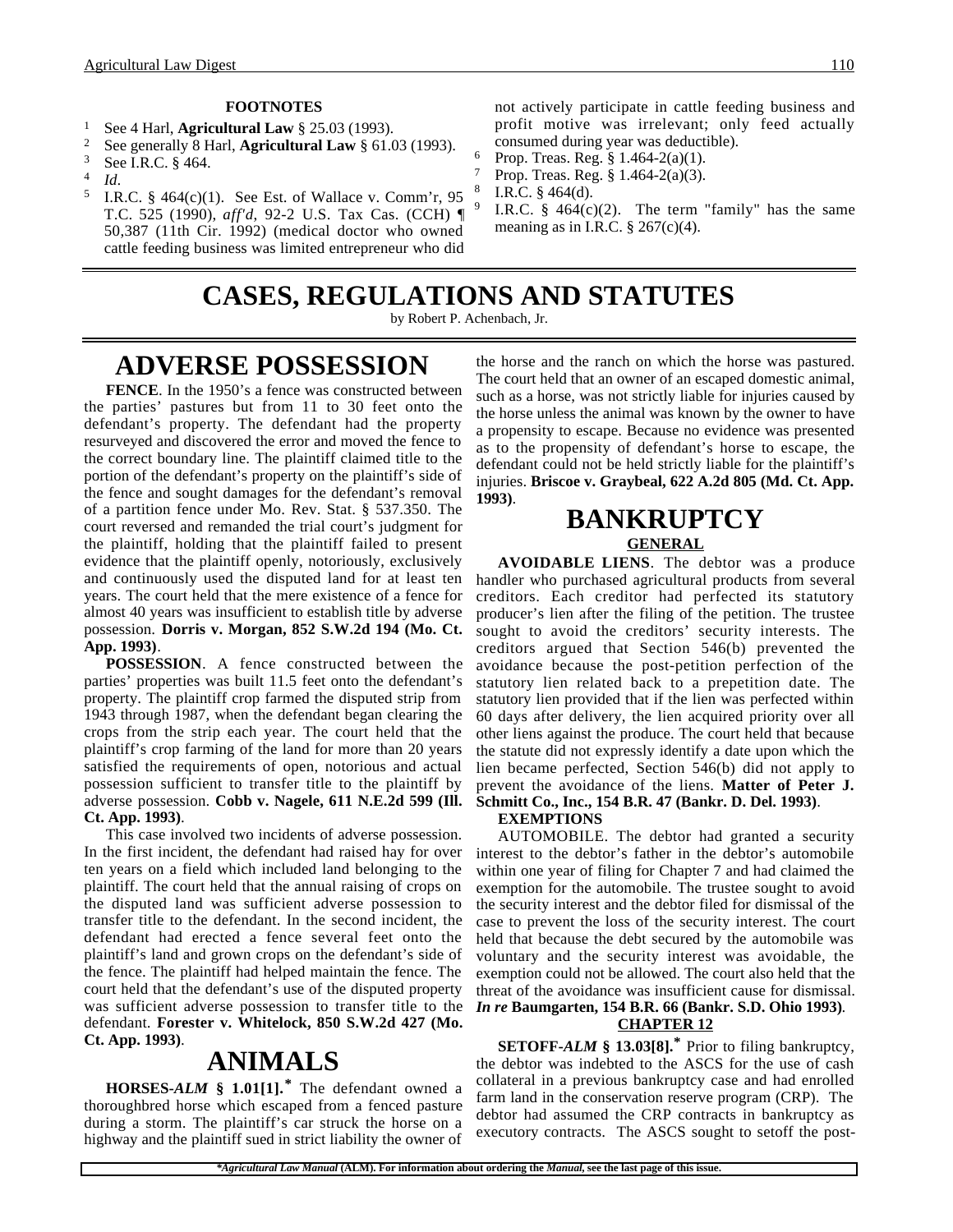**FOOTNOTES**

1. See 4 Harl, **Agricultural Law** § 25.03 (1993).
2. See generally 8 Harl, **Agricultural Law** § 61.03 (1993).
3. See I.R.C. § 464.
4. *Id.*
5. I.R.C. § 464(c)(1). See Est. of Wallace v. Comm'r, 95 T.C. 525 (1990), *aff'd*, 92-2 U.S. Tax Cas. (CCH) ¶ 50,387 (11th Cir. 1992) (medical doctor who owned cattle feeding business was limited entrepreneur who did not actively participate in cattle feeding business and profit motive was irrelevant; only feed actually consumed during year was deductible).
6. Prop. Treas. Reg. § 1.464-2(a)(1).
7. Prop. Treas. Reg. § 1.464-2(a)(3).
8. I.R.C. § 464(d).
9. I.R.C. § 464(c)(2). The term "family" has the same meaning as in I.R.C. § 267(c)(4).

# CASES, REGULATIONS AND STATUTES

by Robert P. Achenbach, Jr.

## ADVERSE POSSESSION

**FENCE**. In the 1950's a fence was constructed between the parties' pastures but from 11 to 30 feet onto the defendant's property. The defendant had the property resurveyed and discovered the error and moved the fence to the correct boundary line. The plaintiff claimed title to the portion of the defendant's property on the plaintiff's side of the fence and sought damages for the defendant's removal of a partition fence under Mo. Rev. Stat. § 537.350. The court reversed and remanded the trial court's judgment for the plaintiff, holding that the plaintiff failed to present evidence that the plaintiff openly, notoriously, exclusively and continuously used the disputed land for at least ten years. The court held that the mere existence of a fence for almost 40 years was insufficient to establish title by adverse possession. **Dorris v. Morgan, 852 S.W.2d 194 (Mo. Ct. App. 1993)**.

**POSSESSION**. A fence constructed between the parties' properties was built 11.5 feet onto the defendant's property. The plaintiff crop farmed the disputed strip from 1943 through 1987, when the defendant began clearing the crops from the strip each year. The court held that the plaintiff's crop farming of the land for more than 20 years satisfied the requirements of open, notorious and actual possession sufficient to transfer title to the plaintiff by adverse possession. **Cobb v. Nagele, 611 N.E.2d 599 (Ill. Ct. App. 1993)**.

This case involved two incidents of adverse possession. In the first incident, the defendant had raised hay for over ten years on a field which included land belonging to the plaintiff. The court held that the annual raising of crops on the disputed land was sufficient adverse possession to transfer title to the defendant. In the second incident, the defendant had erected a fence several feet onto the plaintiff's land and grown crops on the defendant's side of the fence. The plaintiff had helped maintain the fence. The court held that the defendant's use of the disputed property was sufficient adverse possession to transfer title to the defendant. **Forester v. Whitelock, 850 S.W.2d 427 (Mo. Ct. App. 1993)**.

## ANIMALS

**HORSES-*ALM* § 1.01[1].*** The defendant owned a thoroughbred horse which escaped from a fenced pasture during a storm. The plaintiff's car struck the horse on a highway and the plaintiff sued in strict liability the owner of the horse and the ranch on which the horse was pastured. The court held that an owner of an escaped domestic animal, such as a horse, was not strictly liable for injuries caused by the horse unless the animal was known by the owner to have a propensity to escape. Because no evidence was presented as to the propensity of defendant's horse to escape, the defendant could not be held strictly liable for the plaintiff's injuries. **Briscoe v. Graybeal, 622 A.2d 805 (Md. Ct. App. 1993)**.

## BANKRUPTCY

### GENERAL

**AVOIDABLE LIENS**. The debtor was a produce handler who purchased agricultural products from several creditors. Each creditor had perfected its statutory producer's lien after the filing of the petition. The trustee sought to avoid the creditors' security interests. The creditors argued that Section 546(b) prevented the avoidance because the post-petition perfection of the statutory lien related back to a prepetition date. The statutory lien provided that if the lien was perfected within 60 days after delivery, the lien acquired priority over all other liens against the produce. The court held that because the statute did not expressly identify a date upon which the lien became perfected, Section 546(b) did not apply to prevent the avoidance of the liens. **Matter of Peter J. Schmitt Co., Inc., 154 B.R. 47 (Bankr. D. Del. 1993)**.

**EXEMPTIONS**

AUTOMOBILE. The debtor had granted a security interest to the debtor's father in the debtor's automobile within one year of filing for Chapter 7 and had claimed the exemption for the automobile. The trustee sought to avoid the security interest and the debtor filed for dismissal of the case to prevent the loss of the security interest. The court held that because the debt secured by the automobile was voluntary and the security interest was avoidable, the exemption could not be allowed. The court also held that the threat of the avoidance was insufficient cause for dismissal. ***In re* Baumgarten, 154 B.R. 66 (Bankr. S.D. Ohio 1993)**.

### CHAPTER 12

**SETOFF-*ALM* § 13.03[8].*** Prior to filing bankruptcy, the debtor was indebted to the ASCS for the use of cash collateral in a previous bankruptcy case and had enrolled farm land in the conservation reserve program (CRP). The debtor had assumed the CRP contracts in bankruptcy as executory contracts. The ASCS sought to setoff the post-

****Agricultural Law Manual* (ALM). For information about ordering the *Manual*, see the last page of this issue.**